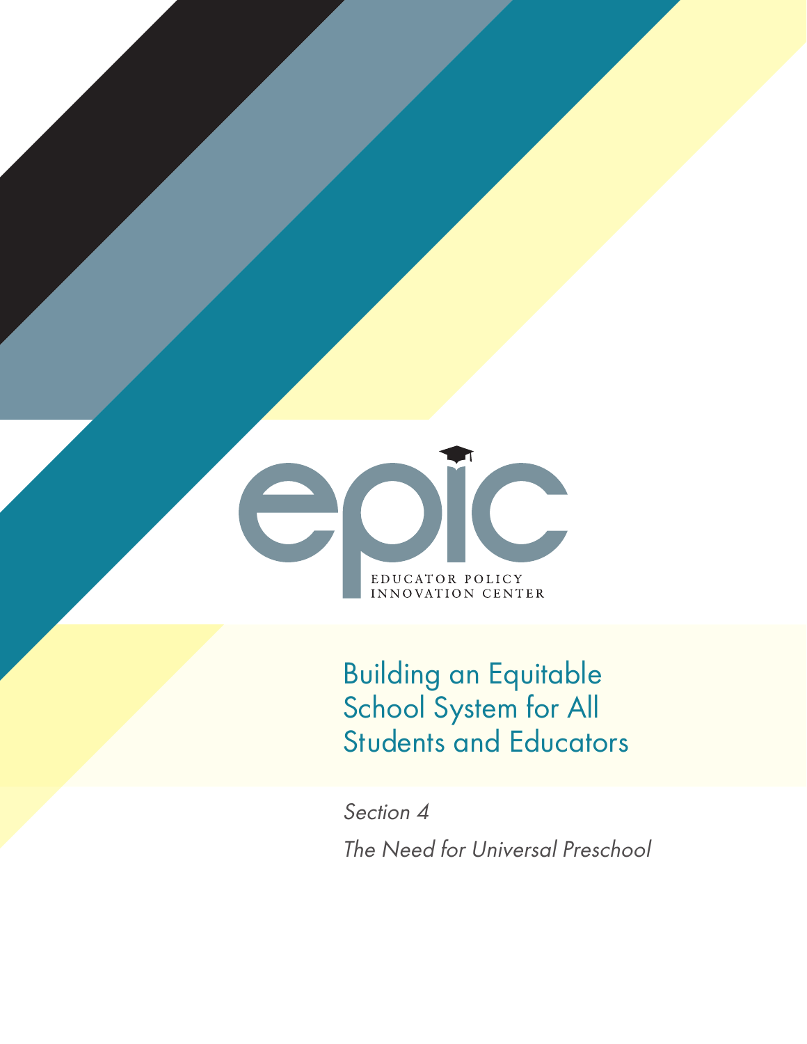epic

EDUCATOR POLICY INNOVATION CENTER

# Building an Equitable School System for All Students and Educators

*Section 4*

*The Need for Universal Preschool*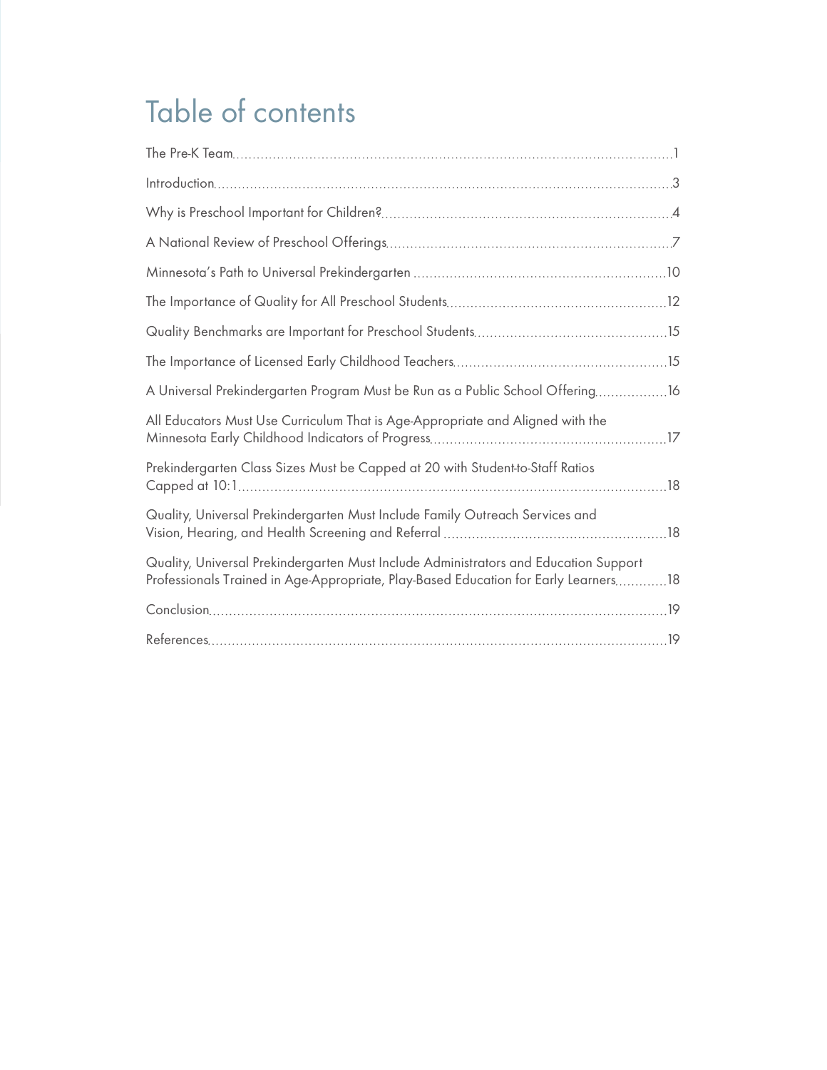# Table of contents

| | |
|---|---|
| The Pre-K Team | 1 |
| Introduction | 3 |
| Why is Preschool Important for Children? | 4 |
| A National Review of Preschool Offerings | 7 |
| Minnesota's Path to Universal Prekindergarten | 10 |
| The Importance of Quality for All Preschool Students | 12 |
| Quality Benchmarks are Important for Preschool Students | 15 |
| The Importance of Licensed Early Childhood Teachers | 15 |
| A Universal Prekindergarten Program Must be Run as a Public School Offering | 16 |
| All Educators Must Use Curriculum That is Age-Appropriate and Aligned with the Minnesota Early Childhood Indicators of Progress | 17 |
| Prekindergarten Class Sizes Must be Capped at 20 with Student-to-Staff Ratios Capped at 10:1 | 18 |
| Quality, Universal Prekindergarten Must Include Family Outreach Services and Vision, Hearing, and Health Screening and Referral | 18 |
| Quality, Universal Prekindergarten Must Include Administrators and Education Support Professionals Trained in Age-Appropriate, Play-Based Education for Early Learners | 18 |
| Conclusion | 19 |
| References | 19 |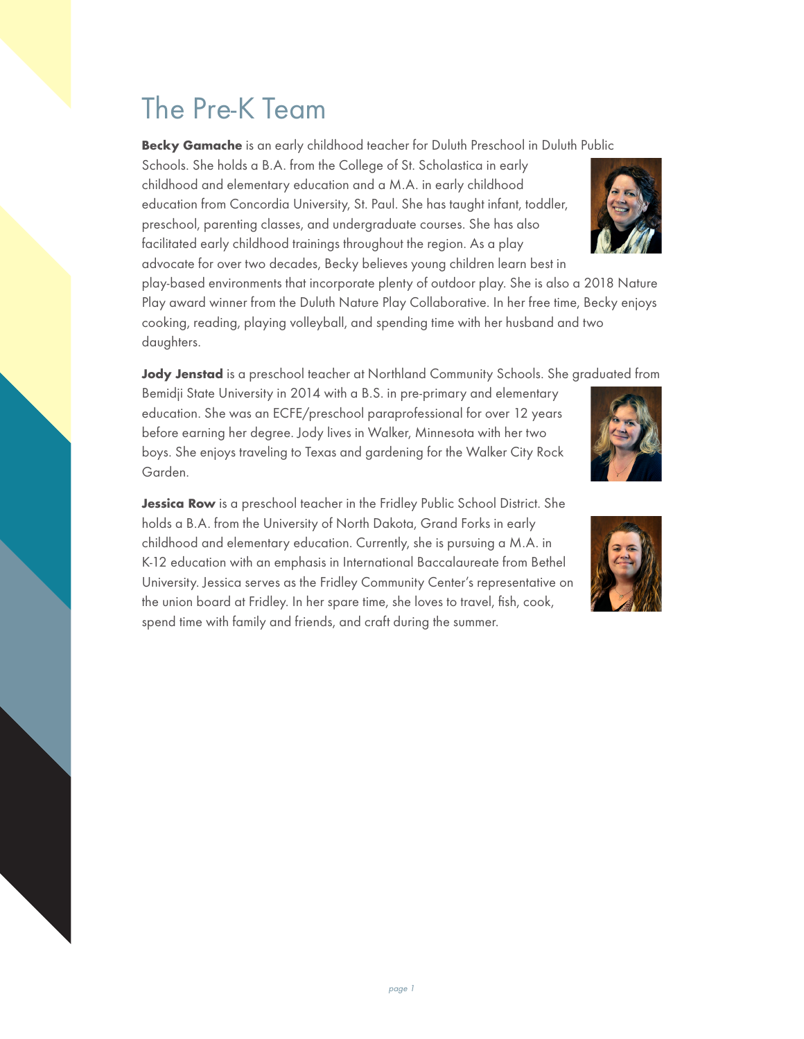# The Pre-K Team

**Becky Gamache** is an early childhood teacher for Duluth Preschool in Duluth Public Schools. She holds a B.A. from the College of St. Scholastica in early childhood and elementary education and a M.A. in early childhood education from Concordia University, St. Paul. She has taught infant, toddler, preschool, parenting classes, and undergraduate courses. She has also facilitated early childhood trainings throughout the region. As a play advocate for over two decades, Becky believes young children learn best in play-based environments that incorporate plenty of outdoor play. She is also a 2018 Nature Play award winner from the Duluth Nature Play Collaborative. In her free time, Becky enjoys cooking, reading, playing volleyball, and spending time with her husband and two daughters.

**Jody Jenstad** is a preschool teacher at Northland Community Schools. She graduated from Bemidji State University in 2014 with a B.S. in pre-primary and elementary education. She was an ECFE/preschool paraprofessional for over 12 years before earning her degree. Jody lives in Walker, Minnesota with her two boys. She enjoys traveling to Texas and gardening for the Walker City Rock Garden.

**Jessica Row** is a preschool teacher in the Fridley Public School District. She holds a B.A. from the University of North Dakota, Grand Forks in early childhood and elementary education. Currently, she is pursuing a M.A. in K-12 education with an emphasis in International Baccalaureate from Bethel University. Jessica serves as the Fridley Community Center's representative on the union board at Fridley. In her spare time, she loves to travel, fish, cook, spend time with family and friends, and craft during the summer.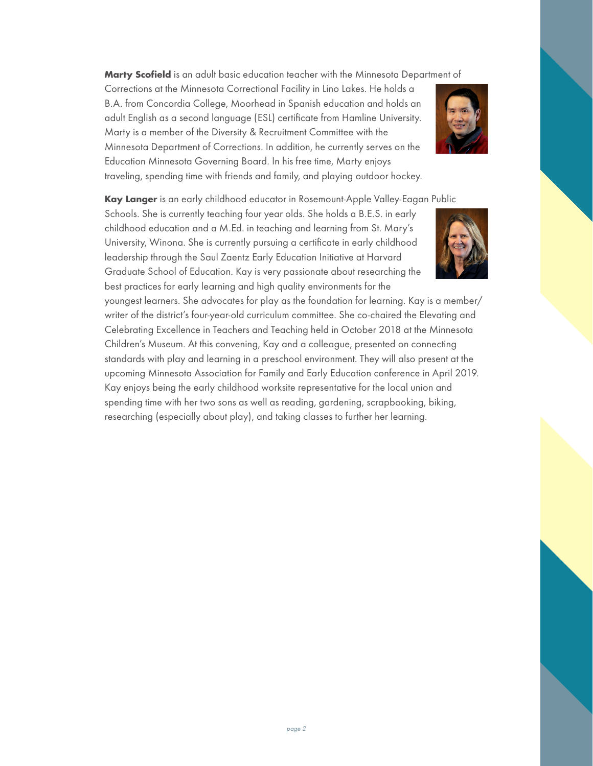**Marty Scofield** is an adult basic education teacher with the Minnesota Department of Corrections at the Minnesota Correctional Facility in Lino Lakes. He holds a B.A. from Concordia College, Moorhead in Spanish education and holds an adult English as a second language (ESL) certificate from Hamline University. Marty is a member of the Diversity & Recruitment Committee with the Minnesota Department of Corrections. In addition, he currently serves on the Education Minnesota Governing Board. In his free time, Marty enjoys traveling, spending time with friends and family, and playing outdoor hockey.

**Kay Langer** is an early childhood educator in Rosemount-Apple Valley-Eagan Public Schools. She is currently teaching four year olds. She holds a B.E.S. in early childhood education and a M.Ed. in teaching and learning from St. Mary's University, Winona. She is currently pursuing a certificate in early childhood leadership through the Saul Zaentz Early Education Initiative at Harvard Graduate School of Education. Kay is very passionate about researching the best practices for early learning and high quality environments for the youngest learners. She advocates for play as the foundation for learning. Kay is a member/writer of the district's four-year-old curriculum committee. She co-chaired the Elevating and Celebrating Excellence in Teachers and Teaching held in October 2018 at the Minnesota Children's Museum. At this convening, Kay and a colleague, presented on connecting standards with play and learning in a preschool environment. They will also present at the upcoming Minnesota Association for Family and Early Education conference in April 2019. Kay enjoys being the early childhood worksite representative for the local union and spending time with her two sons as well as reading, gardening, scrapbooking, biking, researching (especially about play), and taking classes to further her learning.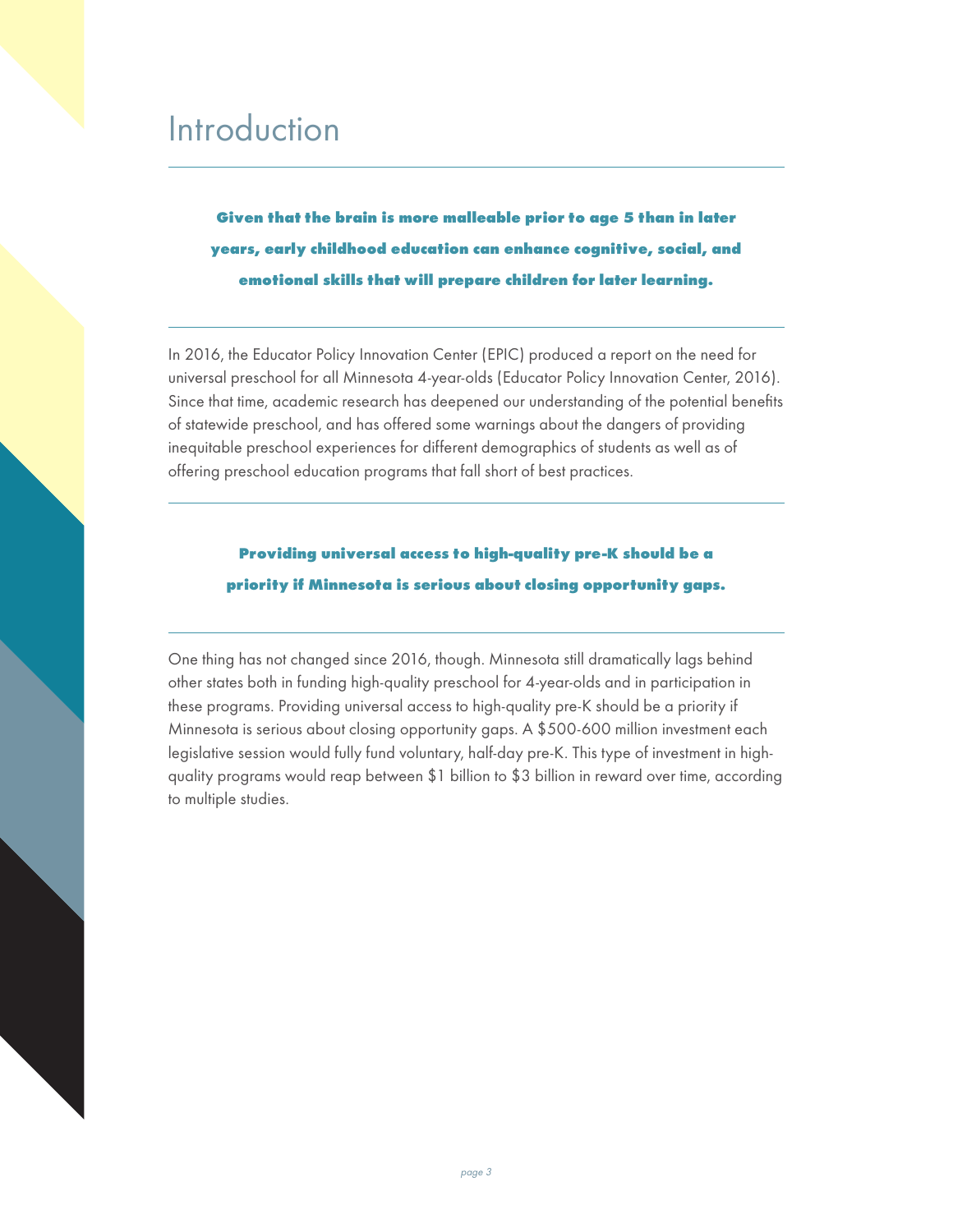# Introduction

**Given that the brain is more malleable prior to age 5 than in later years, early childhood education can enhance cognitive, social, and emotional skills that will prepare children for later learning.**

In 2016, the Educator Policy Innovation Center (EPIC) produced a report on the need for universal preschool for all Minnesota 4-year-olds (Educator Policy Innovation Center, 2016). Since that time, academic research has deepened our understanding of the potential benefits of statewide preschool, and has offered some warnings about the dangers of providing inequitable preschool experiences for different demographics of students as well as of offering preschool education programs that fall short of best practices.

**Providing universal access to high-quality pre-K should be a priority if Minnesota is serious about closing opportunity gaps.**

One thing has not changed since 2016, though. Minnesota still dramatically lags behind other states both in funding high-quality preschool for 4-year-olds and in participation in these programs. Providing universal access to high-quality pre-K should be a priority if Minnesota is serious about closing opportunity gaps. A $500-600 million investment each legislative session would fully fund voluntary, half-day pre-K. This type of investment in high-quality programs would reap between $1 billion to $3 billion in reward over time, according to multiple studies.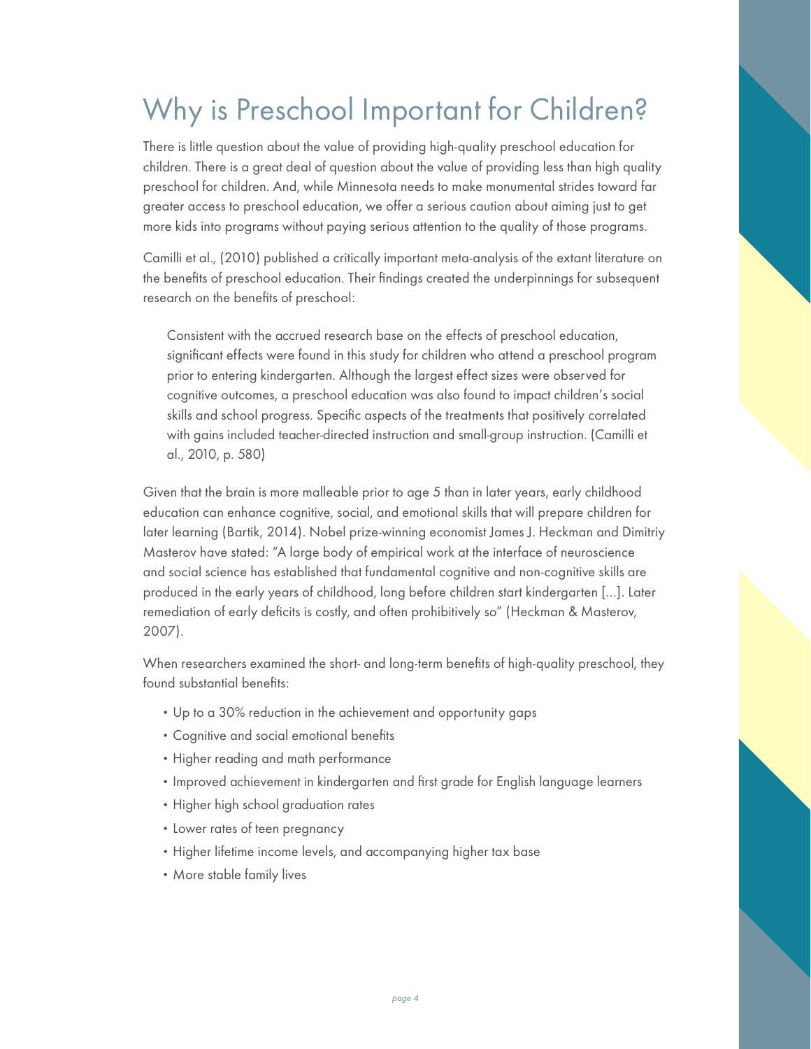# Why is Preschool Important for Children?

There is little question about the value of providing high-quality preschool education for children. There is a great deal of question about the value of providing less than high quality preschool for children. And, while Minnesota needs to make monumental strides toward far greater access to preschool education, we offer a serious caution about aiming just to get more kids into programs without paying serious attention to the quality of those programs.

Camilli et al., (2010) published a critically important meta-analysis of the extant literature on the benefits of preschool education. Their findings created the underpinnings for subsequent research on the benefits of preschool:

> Consistent with the accrued research base on the effects of preschool education, significant effects were found in this study for children who attend a preschool program prior to entering kindergarten. Although the largest effect sizes were observed for cognitive outcomes, a preschool education was also found to impact children's social skills and school progress. Specific aspects of the treatments that positively correlated with gains included teacher-directed instruction and small-group instruction. (Camilli et al., 2010, p. 580)

Given that the brain is more malleable prior to age 5 than in later years, early childhood education can enhance cognitive, social, and emotional skills that will prepare children for later learning (Bartik, 2014). Nobel prize-winning economist James J. Heckman and Dimitriy Masterov have stated: "A large body of empirical work at the interface of neuroscience and social science has established that fundamental cognitive and non-cognitive skills are produced in the early years of childhood, long before children start kindergarten [...]. Later remediation of early deficits is costly, and often prohibitively so" (Heckman & Masterov, 2007).

When researchers examined the short- and long-term benefits of high-quality preschool, they found substantial benefits:

- Up to a 30% reduction in the achievement and opportunity gaps
- Cognitive and social emotional benefits
- Higher reading and math performance
- Improved achievement in kindergarten and first grade for English language learners
- Higher high school graduation rates
- Lower rates of teen pregnancy
- Higher lifetime income levels, and accompanying higher tax base
- More stable family lives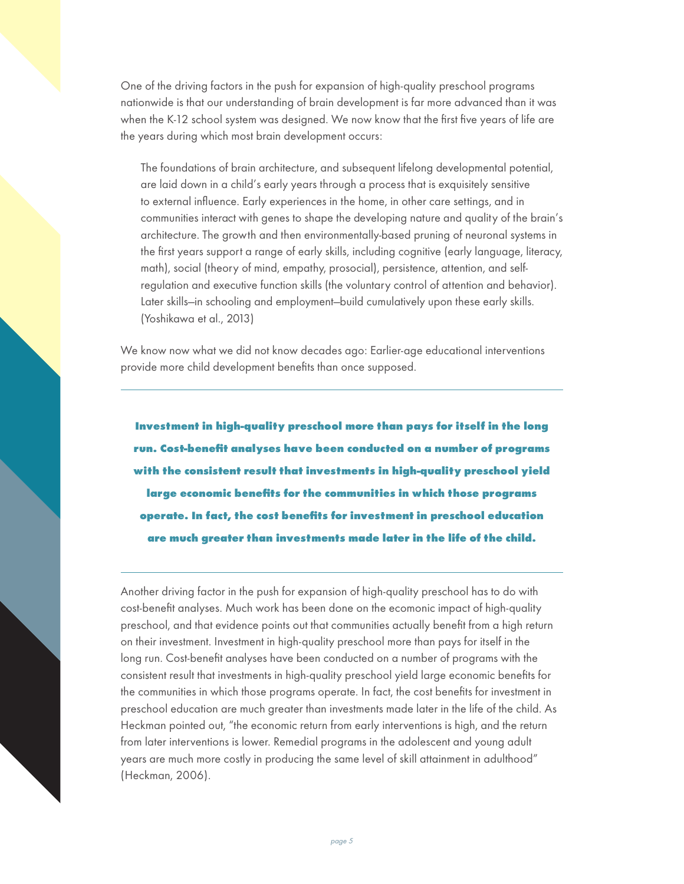One of the driving factors in the push for expansion of high-quality preschool programs nationwide is that our understanding of brain development is far more advanced than it was when the K-12 school system was designed. We now know that the first five years of life are the years during which most brain development occurs:

> The foundations of brain architecture, and subsequent lifelong developmental potential, are laid down in a child's early years through a process that is exquisitely sensitive to external influence. Early experiences in the home, in other care settings, and in communities interact with genes to shape the developing nature and quality of the brain's architecture. The growth and then environmentally-based pruning of neuronal systems in the first years support a range of early skills, including cognitive (early language, literacy, math), social (theory of mind, empathy, prosocial), persistence, attention, and self-regulation and executive function skills (the voluntary control of attention and behavior). Later skills—in schooling and employment—build cumulatively upon these early skills. (Yoshikawa et al., 2013)

We know now what we did not know decades ago: Earlier-age educational interventions provide more child development benefits than once supposed.

---

**Investment in high-quality preschool more than pays for itself in the long run. Cost-benefit analyses have been conducted on a number of programs with the consistent result that investments in high-quality preschool yield large economic benefits for the communities in which those programs operate. In fact, the cost benefits for investment in preschool education are much greater than investments made later in the life of the child.**

---

Another driving factor in the push for expansion of high-quality preschool has to do with cost-benefit analyses. Much work has been done on the ecomonic impact of high-quality preschool, and that evidence points out that communities actually benefit from a high return on their investment. Investment in high-quality preschool more than pays for itself in the long run. Cost-benefit analyses have been conducted on a number of programs with the consistent result that investments in high-quality preschool yield large economic benefits for the communities in which those programs operate. In fact, the cost benefits for investment in preschool education are much greater than investments made later in the life of the child. As Heckman pointed out, "the economic return from early interventions is high, and the return from later interventions is lower. Remedial programs in the adolescent and young adult years are much more costly in producing the same level of skill attainment in adulthood" (Heckman, 2006).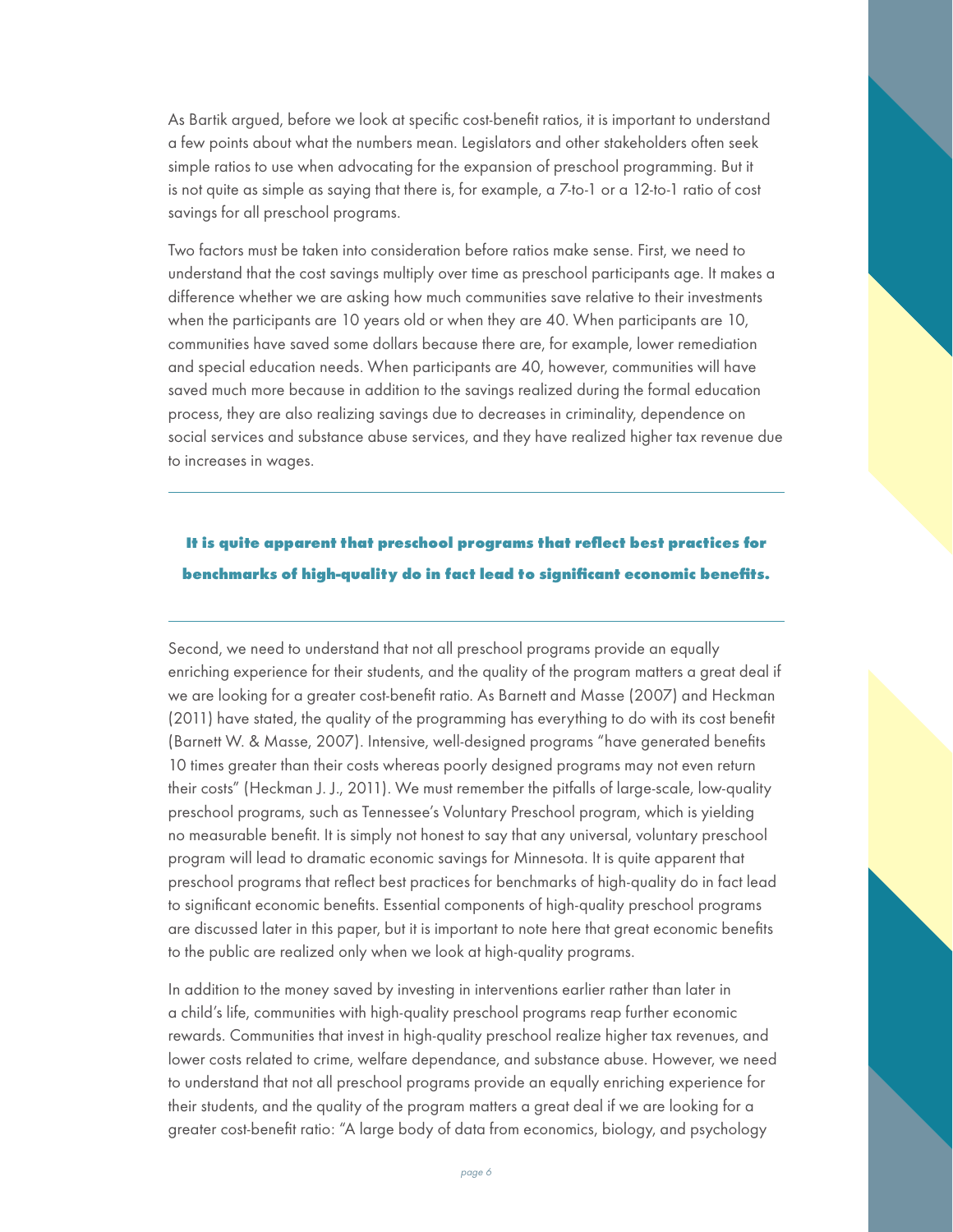As Bartik argued, before we look at specific cost-benefit ratios, it is important to understand a few points about what the numbers mean. Legislators and other stakeholders often seek simple ratios to use when advocating for the expansion of preschool programming. But it is not quite as simple as saying that there is, for example, a 7-to-1 or a 12-to-1 ratio of cost savings for all preschool programs.

Two factors must be taken into consideration before ratios make sense. First, we need to understand that the cost savings multiply over time as preschool participants age. It makes a difference whether we are asking how much communities save relative to their investments when the participants are 10 years old or when they are 40. When participants are 10, communities have saved some dollars because there are, for example, lower remediation and special education needs. When participants are 40, however, communities will have saved much more because in addition to the savings realized during the formal education process, they are also realizing savings due to decreases in criminality, dependence on social services and substance abuse services, and they have realized higher tax revenue due to increases in wages.

---

**It is quite apparent that preschool programs that reflect best practices for benchmarks of high-quality do in fact lead to significant economic benefits.**

---

Second, we need to understand that not all preschool programs provide an equally enriching experience for their students, and the quality of the program matters a great deal if we are looking for a greater cost-benefit ratio. As Barnett and Masse (2007) and Heckman (2011) have stated, the quality of the programming has everything to do with its cost benefit (Barnett W. & Masse, 2007). Intensive, well-designed programs "have generated benefits 10 times greater than their costs whereas poorly designed programs may not even return their costs" (Heckman J. J., 2011). We must remember the pitfalls of large-scale, low-quality preschool programs, such as Tennessee's Voluntary Preschool program, which is yielding no measurable benefit. It is simply not honest to say that any universal, voluntary preschool program will lead to dramatic economic savings for Minnesota. It is quite apparent that preschool programs that reflect best practices for benchmarks of high-quality do in fact lead to significant economic benefits. Essential components of high-quality preschool programs are discussed later in this paper, but it is important to note here that great economic benefits to the public are realized only when we look at high-quality programs.

In addition to the money saved by investing in interventions earlier rather than later in a child's life, communities with high-quality preschool programs reap further economic rewards. Communities that invest in high-quality preschool realize higher tax revenues, and lower costs related to crime, welfare dependance, and substance abuse. However, we need to understand that not all preschool programs provide an equally enriching experience for their students, and the quality of the program matters a great deal if we are looking for a greater cost-benefit ratio: "A large body of data from economics, biology, and psychology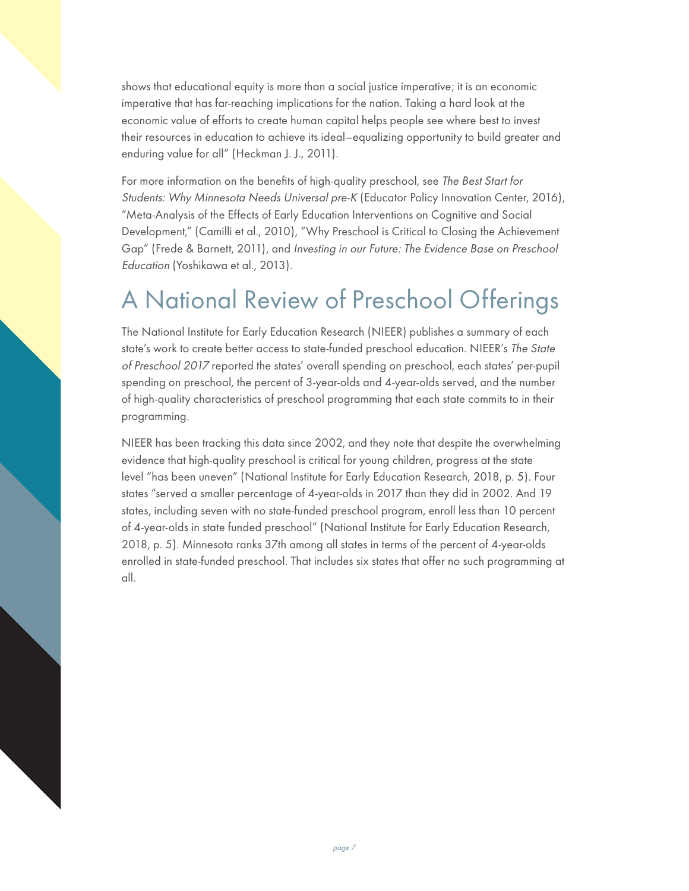shows that educational equity is more than a social justice imperative; it is an economic imperative that has far-reaching implications for the nation. Taking a hard look at the economic value of efforts to create human capital helps people see where best to invest their resources in education to achieve its ideal—equalizing opportunity to build greater and enduring value for all" (Heckman J. J., 2011).

For more information on the benefits of high-quality preschool, see *The Best Start for Students: Why Minnesota Needs Universal pre-K* (Educator Policy Innovation Center, 2016), "Meta-Analysis of the Effects of Early Education Interventions on Cognitive and Social Development," (Camilli et al., 2010), "Why Preschool is Critical to Closing the Achievement Gap" (Frede & Barnett, 2011), and *Investing in our Future: The Evidence Base on Preschool Education* (Yoshikawa et al., 2013).

# A National Review of Preschool Offerings

The National Institute for Early Education Research (NIEER) publishes a summary of each state's work to create better access to state-funded preschool education. NIEER's *The State of Preschool 2017* reported the states' overall spending on preschool, each states' per-pupil spending on preschool, the percent of 3-year-olds and 4-year-olds served, and the number of high-quality characteristics of preschool programming that each state commits to in their programming.

NIEER has been tracking this data since 2002, and they note that despite the overwhelming evidence that high-quality preschool is critical for young children, progress at the state level "has been uneven" (National Institute for Early Education Research, 2018, p. 5). Four states "served a smaller percentage of 4-year-olds in 2017 than they did in 2002. And 19 states, including seven with no state-funded preschool program, enroll less than 10 percent of 4-year-olds in state funded preschool" (National Institute for Early Education Research, 2018, p. 5). Minnesota ranks 37th among all states in terms of the percent of 4-year-olds enrolled in state-funded preschool. That includes six states that offer no such programming at all.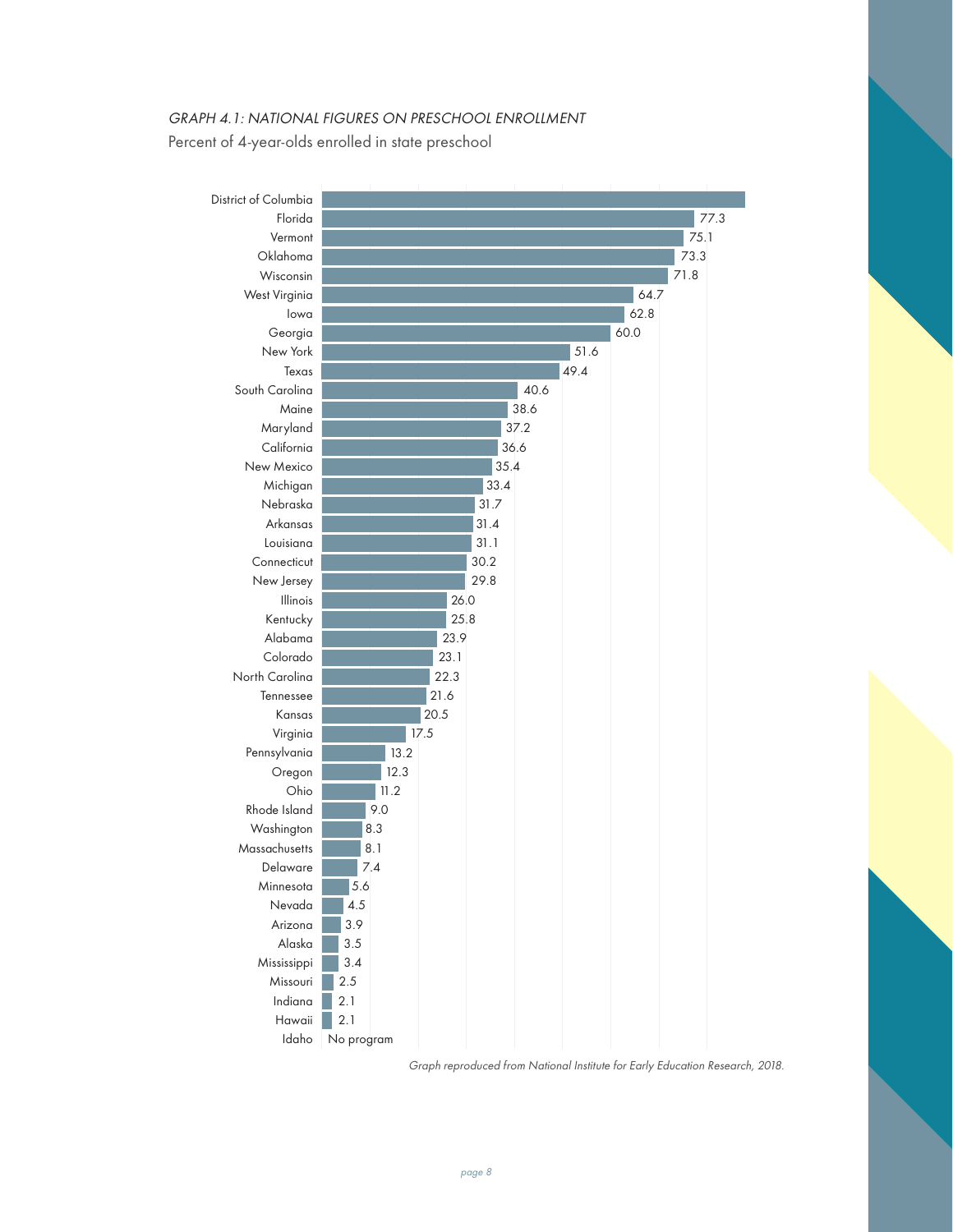*GRAPH 4.1: NATIONAL FIGURES ON PRESCHOOL ENROLLMENT*

Percent of 4-year-olds enrolled in state preschool

| State | Percent |
|---|---|
| District of Columbia | |
| Florida | 77.3 |
| Vermont | 75.1 |
| Oklahoma | 73.3 |
| Wisconsin | 71.8 |
| West Virginia | 64.7 |
| Iowa | 62.8 |
| Georgia | 60.0 |
| New York | 51.6 |
| Texas | 49.4 |
| South Carolina | 40.6 |
| Maine | 38.6 |
| Maryland | 37.2 |
| California | 36.6 |
| New Mexico | 35.4 |
| Michigan | 33.4 |
| Nebraska | 31.7 |
| Arkansas | 31.4 |
| Louisiana | 31.1 |
| Connecticut | 30.2 |
| New Jersey | 29.8 |
| Illinois | 26.0 |
| Kentucky | 25.8 |
| Alabama | 23.9 |
| Colorado | 23.1 |
| North Carolina | 22.3 |
| Tennessee | 21.6 |
| Kansas | 20.5 |
| Virginia | 17.5 |
| Pennsylvania | 13.2 |
| Oregon | 12.3 |
| Ohio | 11.2 |
| Rhode Island | 9.0 |
| Washington | 8.3 |
| Massachusetts | 8.1 |
| Delaware | 7.4 |
| Minnesota | 5.6 |
| Nevada | 4.5 |
| Arizona | 3.9 |
| Alaska | 3.5 |
| Mississippi | 3.4 |
| Missouri | 2.5 |
| Indiana | 2.1 |
| Hawaii | 2.1 |
| Idaho | No program |

*Graph reproduced from National Institute for Early Education Research, 2018.*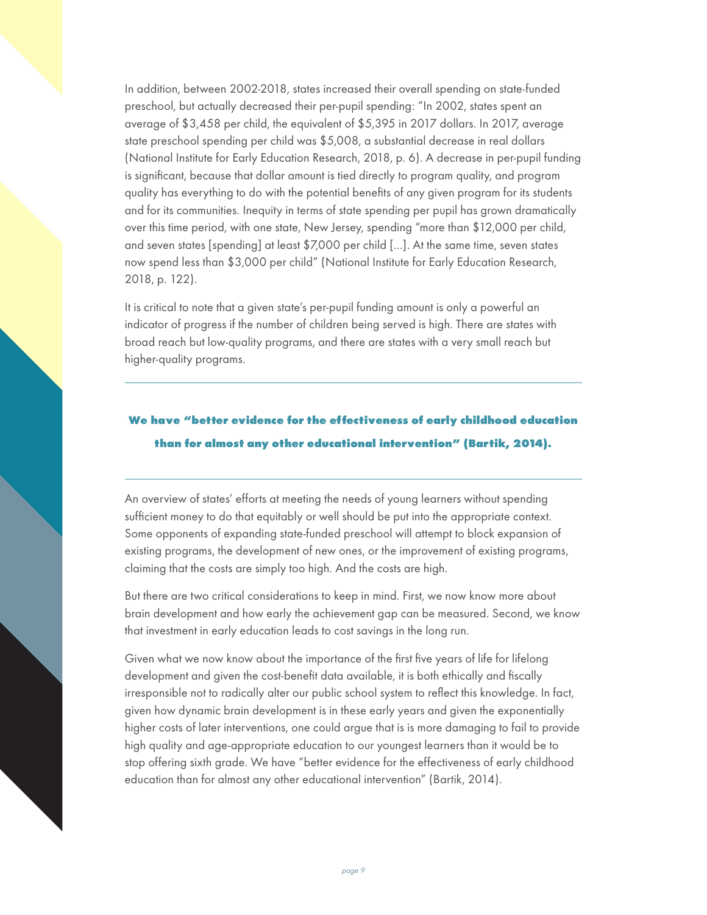In addition, between 2002-2018, states increased their overall spending on state-funded preschool, but actually decreased their per-pupil spending: "In 2002, states spent an average of $3,458 per child, the equivalent of $5,395 in 2017 dollars. In 2017, average state preschool spending per child was $5,008, a substantial decrease in real dollars (National Institute for Early Education Research, 2018, p. 6). A decrease in per-pupil funding is significant, because that dollar amount is tied directly to program quality, and program quality has everything to do with the potential benefits of any given program for its students and for its communities. Inequity in terms of state spending per pupil has grown dramatically over this time period, with one state, New Jersey, spending "more than $12,000 per child, and seven states [spending] at least $7,000 per child [...]. At the same time, seven states now spend less than $3,000 per child" (National Institute for Early Education Research, 2018, p. 122).

It is critical to note that a given state's per-pupil funding amount is only a powerful an indicator of progress if the number of children being served is high. There are states with broad reach but low-quality programs, and there are states with a very small reach but higher-quality programs.

---

**We have "better evidence for the effectiveness of early childhood education than for almost any other educational intervention" (Bartik, 2014).**

---

An overview of states' efforts at meeting the needs of young learners without spending sufficient money to do that equitably or well should be put into the appropriate context. Some opponents of expanding state-funded preschool will attempt to block expansion of existing programs, the development of new ones, or the improvement of existing programs, claiming that the costs are simply too high. And the costs are high.

But there are two critical considerations to keep in mind. First, we now know more about brain development and how early the achievement gap can be measured. Second, we know that investment in early education leads to cost savings in the long run.

Given what we now know about the importance of the first five years of life for lifelong development and given the cost-benefit data available, it is both ethically and fiscally irresponsible not to radically alter our public school system to reflect this knowledge. In fact, given how dynamic brain development is in these early years and given the exponentially higher costs of later interventions, one could argue that is is more damaging to fail to provide high quality and age-appropriate education to our youngest learners than it would be to stop offering sixth grade. We have "better evidence for the effectiveness of early childhood education than for almost any other educational intervention" (Bartik, 2014).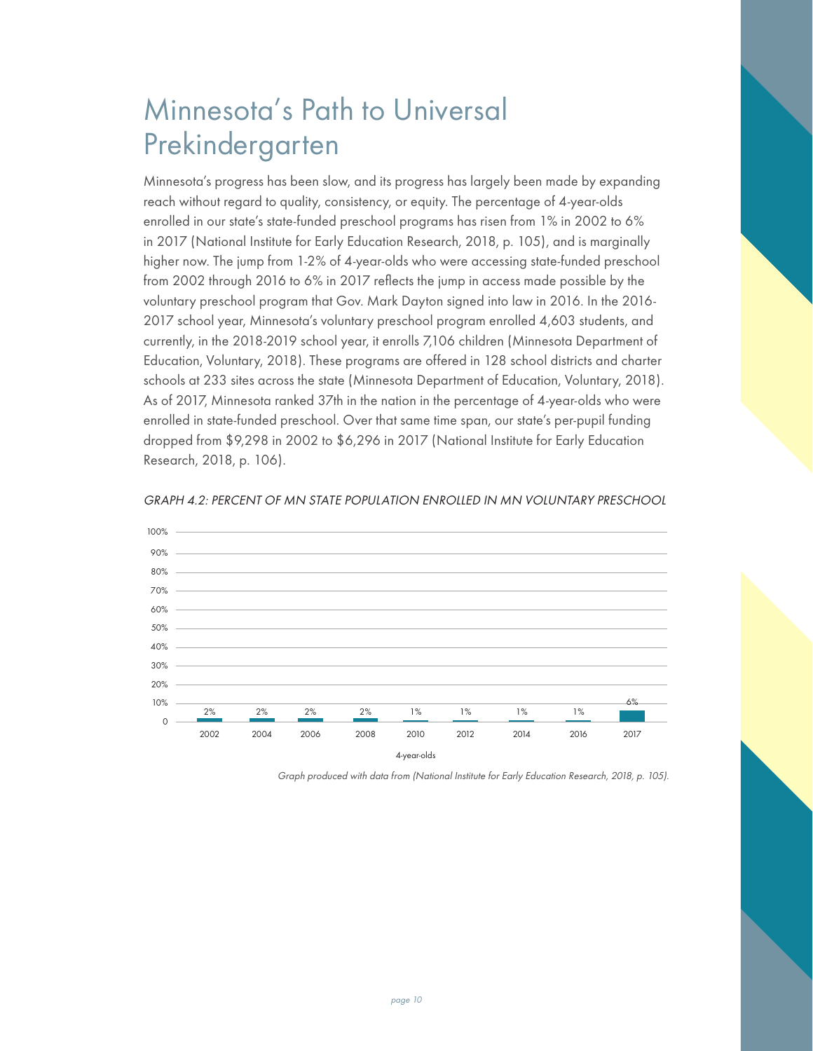# Minnesota's Path to Universal Prekindergarten

Minnesota's progress has been slow, and its progress has largely been made by expanding reach without regard to quality, consistency, or equity. The percentage of 4-year-olds enrolled in our state's state-funded preschool programs has risen from 1% in 2002 to 6% in 2017 (National Institute for Early Education Research, 2018, p. 105), and is marginally higher now. The jump from 1-2% of 4-year-olds who were accessing state-funded preschool from 2002 through 2016 to 6% in 2017 reflects the jump in access made possible by the voluntary preschool program that Gov. Mark Dayton signed into law in 2016. In the 2016-2017 school year, Minnesota's voluntary preschool program enrolled 4,603 students, and currently, in the 2018-2019 school year, it enrolls 7,106 children (Minnesota Department of Education, Voluntary, 2018). These programs are offered in 128 school districts and charter schools at 233 sites across the state (Minnesota Department of Education, Voluntary, 2018). As of 2017, Minnesota ranked 37th in the nation in the percentage of 4-year-olds who were enrolled in state-funded preschool. Over that same time span, our state's per-pupil funding dropped from $9,298 in 2002 to $6,296 in 2017 (National Institute for Early Education Research, 2018, p. 106).

*GRAPH 4.2: PERCENT OF MN STATE POPULATION ENROLLED IN MN VOLUNTARY PRESCHOOL*

| 4-year-olds | 2002 | 2004 | 2006 | 2008 | 2010 | 2012 | 2014 | 2016 | 2017 |
|---|---|---|---|---|---|---|---|---|---|
| Percent | 2% | 2% | 2% | 2% | 1% | 1% | 1% | 1% | 6% |

*Graph produced with data from (National Institute for Early Education Research, 2018, p. 105).*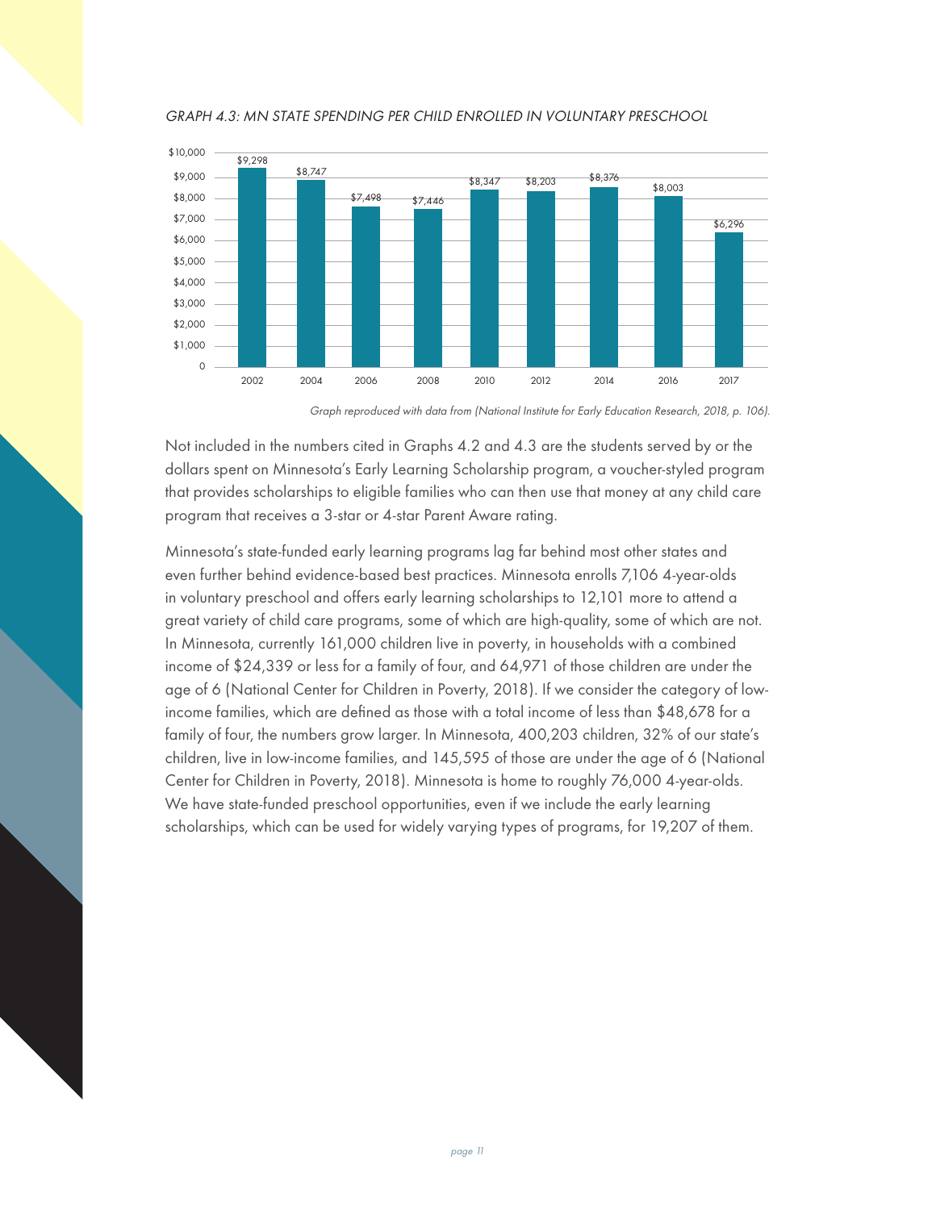*GRAPH 4.3: MN STATE SPENDING PER CHILD ENROLLED IN VOLUNTARY PRESCHOOL*

| Year | Spending per child |
|---|---|
| 2002 | $9,298 |
| 2004 | $8,747 |
| 2006 | $7,498 |
| 2008 | $7,446 |
| 2010 | $8,347 |
| 2012 | $8,203 |
| 2014 | $8,376 |
| 2016 | $8,003 |
| 2017 | $6,296 |

*Graph reproduced with data from (National Institute for Early Education Research, 2018, p. 106).*

Not included in the numbers cited in Graphs 4.2 and 4.3 are the students served by or the dollars spent on Minnesota's Early Learning Scholarship program, a voucher-styled program that provides scholarships to eligible families who can then use that money at any child care program that receives a 3-star or 4-star Parent Aware rating.

Minnesota's state-funded early learning programs lag far behind most other states and even further behind evidence-based best practices. Minnesota enrolls 7,106 4-year-olds in voluntary preschool and offers early learning scholarships to 12,101 more to attend a great variety of child care programs, some of which are high-quality, some of which are not. In Minnesota, currently 161,000 children live in poverty, in households with a combined income of $24,339 or less for a family of four, and 64,971 of those children are under the age of 6 (National Center for Children in Poverty, 2018). If we consider the category of low-income families, which are defined as those with a total income of less than $48,678 for a family of four, the numbers grow larger. In Minnesota, 400,203 children, 32% of our state's children, live in low-income families, and 145,595 of those are under the age of 6 (National Center for Children in Poverty, 2018). Minnesota is home to roughly 76,000 4-year-olds. We have state-funded preschool opportunities, even if we include the early learning scholarships, which can be used for widely varying types of programs, for 19,207 of them.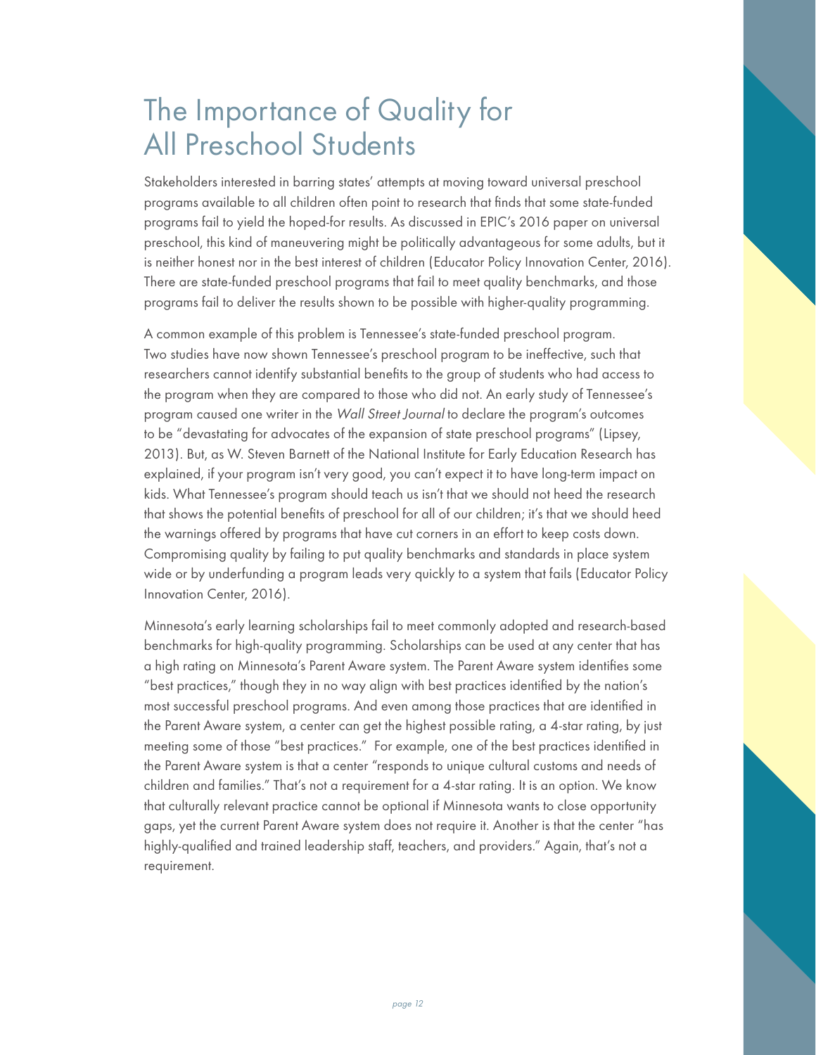# The Importance of Quality for All Preschool Students

Stakeholders interested in barring states' attempts at moving toward universal preschool programs available to all children often point to research that finds that some state-funded programs fail to yield the hoped-for results. As discussed in EPIC's 2016 paper on universal preschool, this kind of maneuvering might be politically advantageous for some adults, but it is neither honest nor in the best interest of children (Educator Policy Innovation Center, 2016). There are state-funded preschool programs that fail to meet quality benchmarks, and those programs fail to deliver the results shown to be possible with higher-quality programming.

A common example of this problem is Tennessee's state-funded preschool program. Two studies have now shown Tennessee's preschool program to be ineffective, such that researchers cannot identify substantial benefits to the group of students who had access to the program when they are compared to those who did not. An early study of Tennessee's program caused one writer in the *Wall Street Journal* to declare the program's outcomes to be "devastating for advocates of the expansion of state preschool programs" (Lipsey, 2013). But, as W. Steven Barnett of the National Institute for Early Education Research has explained, if your program isn't very good, you can't expect it to have long-term impact on kids. What Tennessee's program should teach us isn't that we should not heed the research that shows the potential benefits of preschool for all of our children; it's that we should heed the warnings offered by programs that have cut corners in an effort to keep costs down. Compromising quality by failing to put quality benchmarks and standards in place system wide or by underfunding a program leads very quickly to a system that fails (Educator Policy Innovation Center, 2016).

Minnesota's early learning scholarships fail to meet commonly adopted and research-based benchmarks for high-quality programming. Scholarships can be used at any center that has a high rating on Minnesota's Parent Aware system. The Parent Aware system identifies some "best practices," though they in no way align with best practices identified by the nation's most successful preschool programs. And even among those practices that are identified in the Parent Aware system, a center can get the highest possible rating, a 4-star rating, by just meeting some of those "best practices." For example, one of the best practices identified in the Parent Aware system is that a center "responds to unique cultural customs and needs of children and families." That's not a requirement for a 4-star rating. It is an option. We know that culturally relevant practice cannot be optional if Minnesota wants to close opportunity gaps, yet the current Parent Aware system does not require it. Another is that the center "has highly-qualified and trained leadership staff, teachers, and providers." Again, that's not a requirement.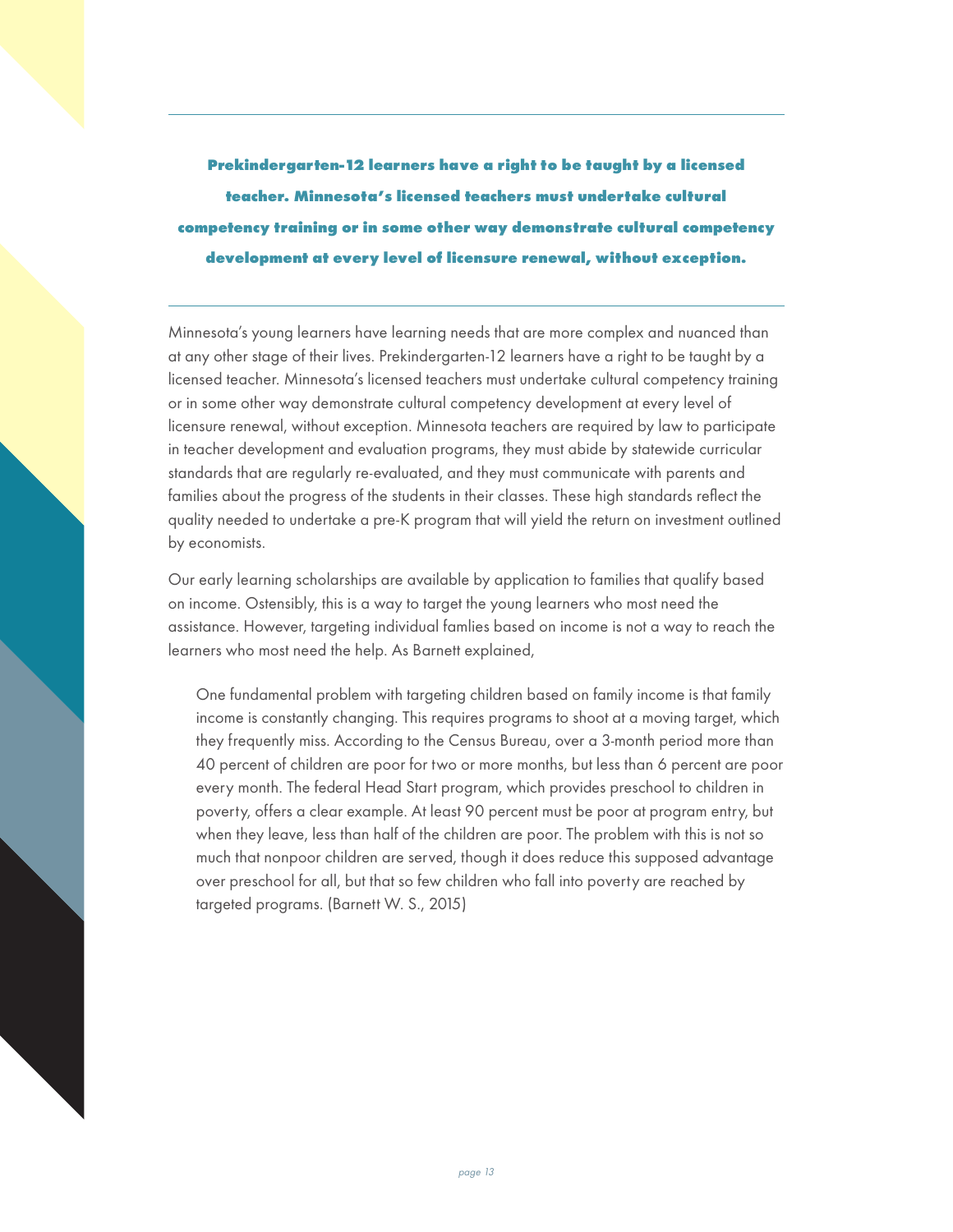**Prekindergarten-12 learners have a right to be taught by a licensed teacher. Minnesota's licensed teachers must undertake cultural competency training or in some other way demonstrate cultural competency development at every level of licensure renewal, without exception.**

---

Minnesota's young learners have learning needs that are more complex and nuanced than at any other stage of their lives. Prekindergarten-12 learners have a right to be taught by a licensed teacher. Minnesota's licensed teachers must undertake cultural competency training or in some other way demonstrate cultural competency development at every level of licensure renewal, without exception. Minnesota teachers are required by law to participate in teacher development and evaluation programs, they must abide by statewide curricular standards that are regularly re-evaluated, and they must communicate with parents and families about the progress of the students in their classes. These high standards reflect the quality needed to undertake a pre-K program that will yield the return on investment outlined by economists.

Our early learning scholarships are available by application to families that qualify based on income. Ostensibly, this is a way to target the young learners who most need the assistance. However, targeting individual famlies based on income is not a way to reach the learners who most need the help. As Barnett explained,

> One fundamental problem with targeting children based on family income is that family income is constantly changing. This requires programs to shoot at a moving target, which they frequently miss. According to the Census Bureau, over a 3-month period more than 40 percent of children are poor for two or more months, but less than 6 percent are poor every month. The federal Head Start program, which provides preschool to children in poverty, offers a clear example. At least 90 percent must be poor at program entry, but when they leave, less than half of the children are poor. The problem with this is not so much that nonpoor children are served, though it does reduce this supposed advantage over preschool for all, but that so few children who fall into poverty are reached by targeted programs. (Barnett W. S., 2015)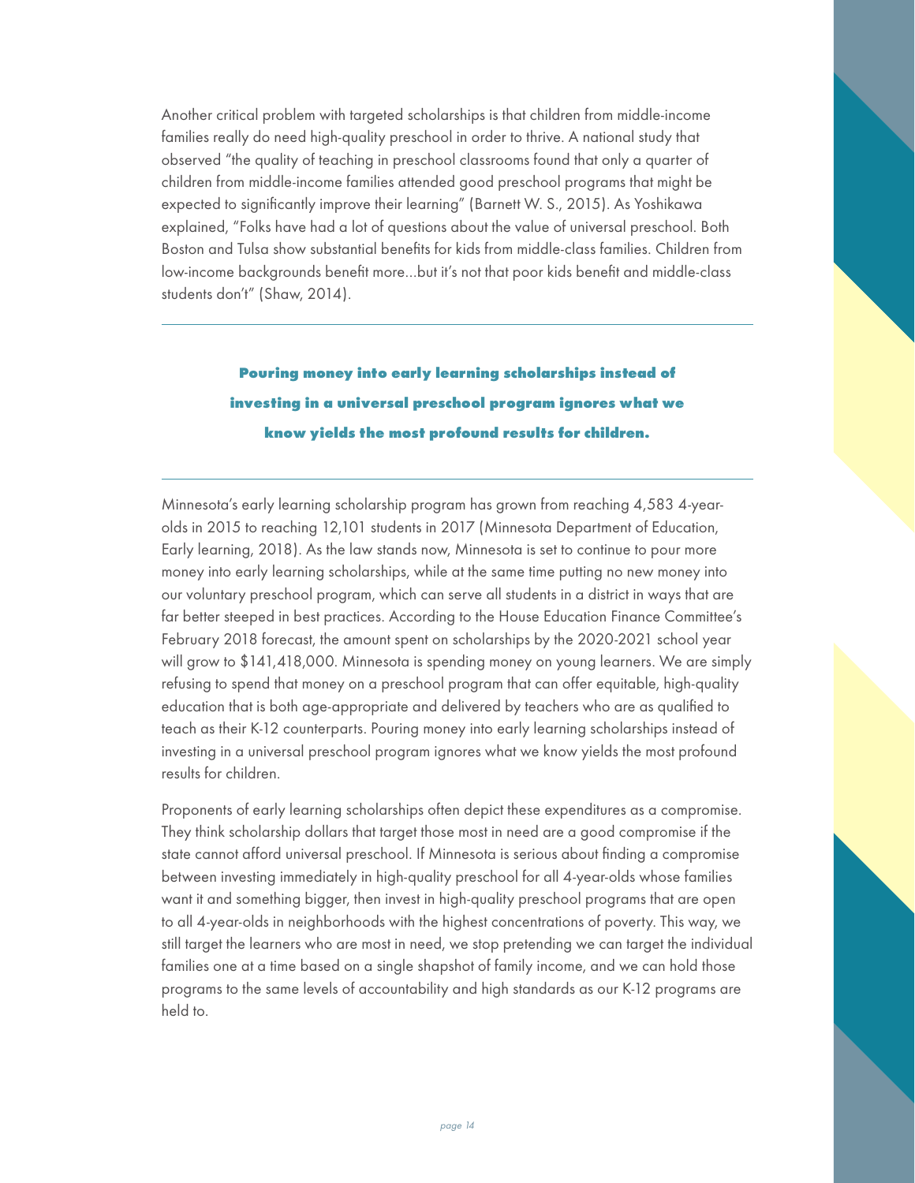Another critical problem with targeted scholarships is that children from middle-income families really do need high-quality preschool in order to thrive. A national study that observed "the quality of teaching in preschool classrooms found that only a quarter of children from middle-income families attended good preschool programs that might be expected to significantly improve their learning" (Barnett W. S., 2015). As Yoshikawa explained, "Folks have had a lot of questions about the value of universal preschool. Both Boston and Tulsa show substantial benefits for kids from middle-class families. Children from low-income backgrounds benefit more...but it's not that poor kids benefit and middle-class students don't" (Shaw, 2014).

---

**Pouring money into early learning scholarships instead of investing in a universal preschool program ignores what we know yields the most profound results for children.**

---

Minnesota's early learning scholarship program has grown from reaching 4,583 4-year-olds in 2015 to reaching 12,101 students in 2017 (Minnesota Department of Education, Early learning, 2018). As the law stands now, Minnesota is set to continue to pour more money into early learning scholarships, while at the same time putting no new money into our voluntary preschool program, which can serve all students in a district in ways that are far better steeped in best practices. According to the House Education Finance Committee's February 2018 forecast, the amount spent on scholarships by the 2020-2021 school year will grow to $141,418,000. Minnesota is spending money on young learners. We are simply refusing to spend that money on a preschool program that can offer equitable, high-quality education that is both age-appropriate and delivered by teachers who are as qualified to teach as their K-12 counterparts. Pouring money into early learning scholarships instead of investing in a universal preschool program ignores what we know yields the most profound results for children.

Proponents of early learning scholarships often depict these expenditures as a compromise. They think scholarship dollars that target those most in need are a good compromise if the state cannot afford universal preschool. If Minnesota is serious about finding a compromise between investing immediately in high-quality preschool for all 4-year-olds whose families want it and something bigger, then invest in high-quality preschool programs that are open to all 4-year-olds in neighborhoods with the highest concentrations of poverty. This way, we still target the learners who are most in need, we stop pretending we can target the individual families one at a time based on a single shapshot of family income, and we can hold those programs to the same levels of accountability and high standards as our K-12 programs are held to.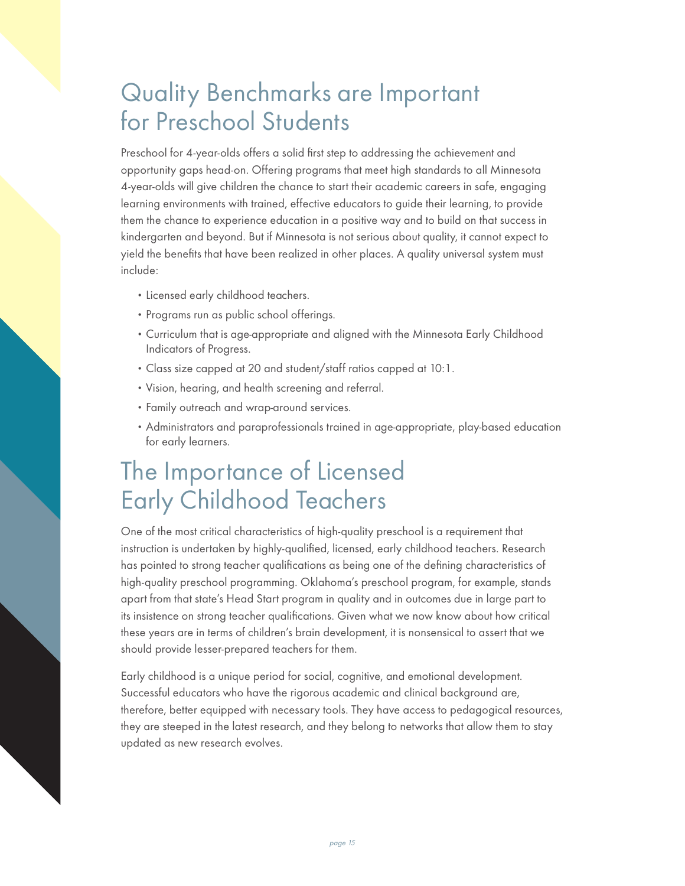# Quality Benchmarks are Important for Preschool Students

Preschool for 4-year-olds offers a solid first step to addressing the achievement and opportunity gaps head-on. Offering programs that meet high standards to all Minnesota 4-year-olds will give children the chance to start their academic careers in safe, engaging learning environments with trained, effective educators to guide their learning, to provide them the chance to experience education in a positive way and to build on that success in kindergarten and beyond. But if Minnesota is not serious about quality, it cannot expect to yield the benefits that have been realized in other places. A quality universal system must include:

- Licensed early childhood teachers.
- Programs run as public school offerings.
- Curriculum that is age-appropriate and aligned with the Minnesota Early Childhood Indicators of Progress.
- Class size capped at 20 and student/staff ratios capped at 10:1.
- Vision, hearing, and health screening and referral.
- Family outreach and wrap-around services.
- Administrators and paraprofessionals trained in age-appropriate, play-based education for early learners.

# The Importance of Licensed Early Childhood Teachers

One of the most critical characteristics of high-quality preschool is a requirement that instruction is undertaken by highly-qualified, licensed, early childhood teachers. Research has pointed to strong teacher qualifications as being one of the defining characteristics of high-quality preschool programming. Oklahoma's preschool program, for example, stands apart from that state's Head Start program in quality and in outcomes due in large part to its insistence on strong teacher qualifications. Given what we now know about how critical these years are in terms of children's brain development, it is nonsensical to assert that we should provide lesser-prepared teachers for them.

Early childhood is a unique period for social, cognitive, and emotional development. Successful educators who have the rigorous academic and clinical background are, therefore, better equipped with necessary tools. They have access to pedagogical resources, they are steeped in the latest research, and they belong to networks that allow them to stay updated as new research evolves.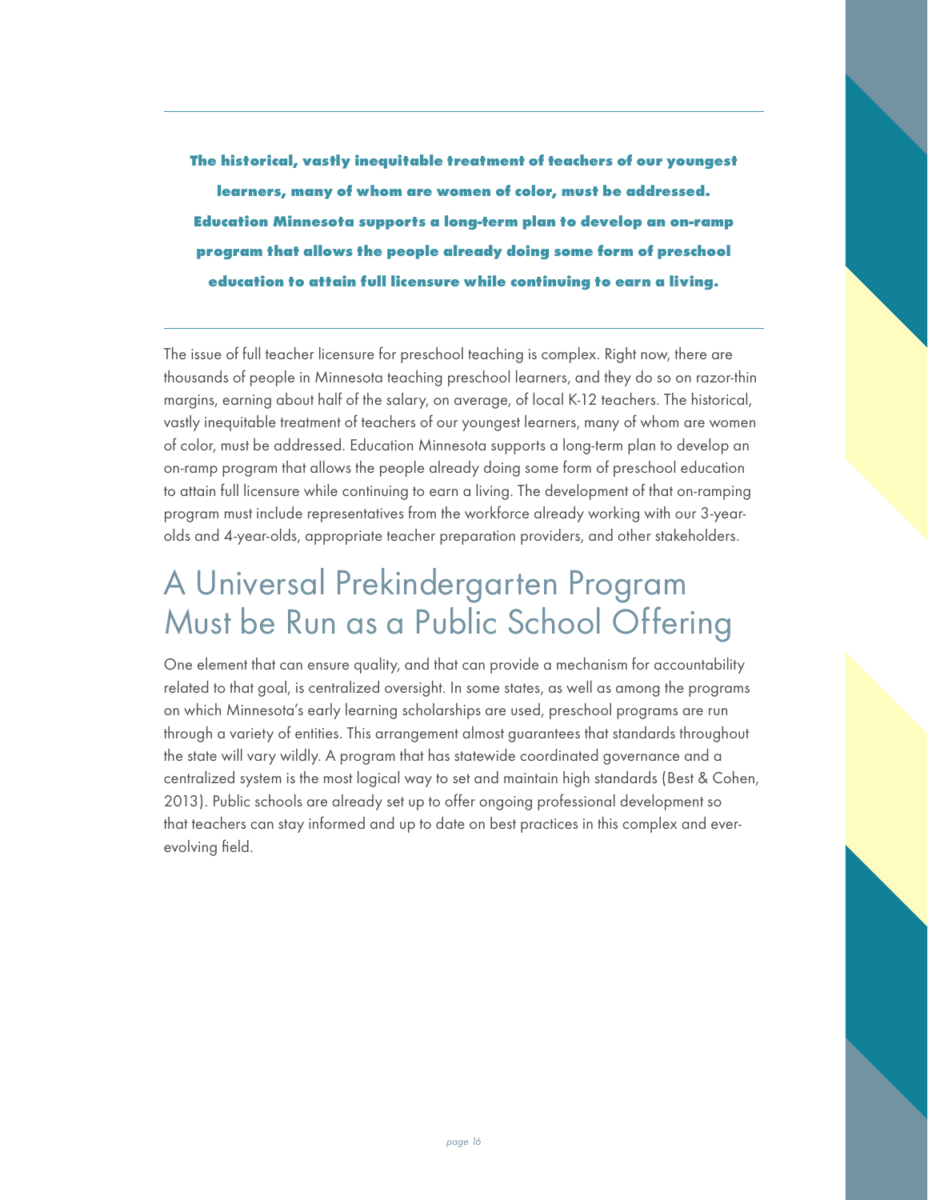**The historical, vastly inequitable treatment of teachers of our youngest learners, many of whom are women of color, must be addressed. Education Minnesota supports a long-term plan to develop an on-ramp program that allows the people already doing some form of preschool education to attain full licensure while continuing to earn a living.**

The issue of full teacher licensure for preschool teaching is complex. Right now, there are thousands of people in Minnesota teaching preschool learners, and they do so on razor-thin margins, earning about half of the salary, on average, of local K-12 teachers. The historical, vastly inequitable treatment of teachers of our youngest learners, many of whom are women of color, must be addressed. Education Minnesota supports a long-term plan to develop an on-ramp program that allows the people already doing some form of preschool education to attain full licensure while continuing to earn a living. The development of that on-ramping program must include representatives from the workforce already working with our 3-year-olds and 4-year-olds, appropriate teacher preparation providers, and other stakeholders.

## A Universal Prekindergarten Program Must be Run as a Public School Offering

One element that can ensure quality, and that can provide a mechanism for accountability related to that goal, is centralized oversight. In some states, as well as among the programs on which Minnesota's early learning scholarships are used, preschool programs are run through a variety of entities. This arrangement almost guarantees that standards throughout the state will vary wildly. A program that has statewide coordinated governance and a centralized system is the most logical way to set and maintain high standards (Best & Cohen, 2013). Public schools are already set up to offer ongoing professional development so that teachers can stay informed and up to date on best practices in this complex and ever-evolving field.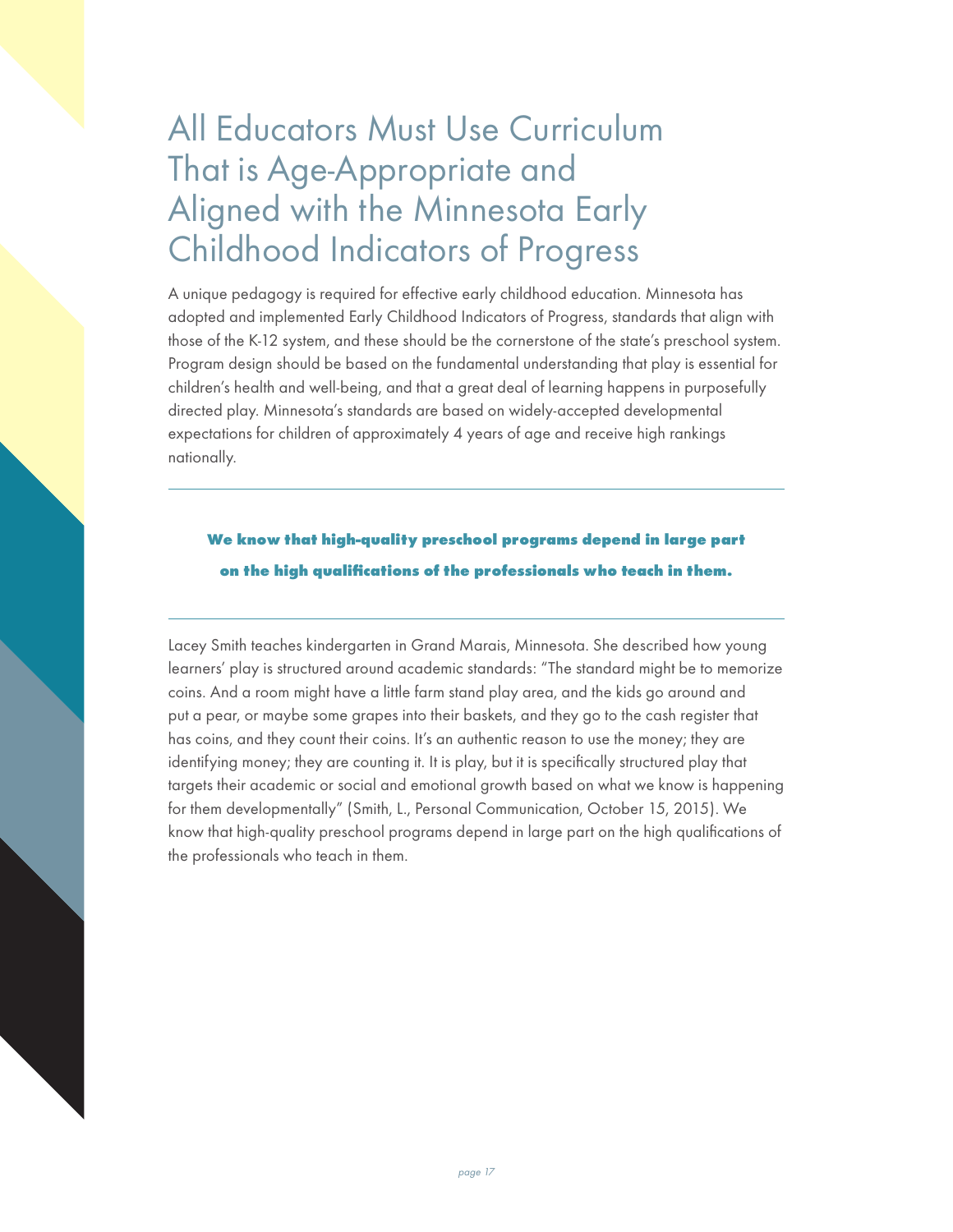# All Educators Must Use Curriculum That is Age-Appropriate and Aligned with the Minnesota Early Childhood Indicators of Progress

A unique pedagogy is required for effective early childhood education. Minnesota has adopted and implemented Early Childhood Indicators of Progress, standards that align with those of the K-12 system, and these should be the cornerstone of the state's preschool system. Program design should be based on the fundamental understanding that play is essential for children's health and well-being, and that a great deal of learning happens in purposefully directed play. Minnesota's standards are based on widely-accepted developmental expectations for children of approximately 4 years of age and receive high rankings nationally.

---

**We know that high-quality preschool programs depend in large part on the high qualifications of the professionals who teach in them.**

---

Lacey Smith teaches kindergarten in Grand Marais, Minnesota. She described how young learners' play is structured around academic standards: "The standard might be to memorize coins. And a room might have a little farm stand play area, and the kids go around and put a pear, or maybe some grapes into their baskets, and they go to the cash register that has coins, and they count their coins. It's an authentic reason to use the money; they are identifying money; they are counting it. It is play, but it is specifically structured play that targets their academic or social and emotional growth based on what we know is happening for them developmentally" (Smith, L., Personal Communication, October 15, 2015). We know that high-quality preschool programs depend in large part on the high qualifications of the professionals who teach in them.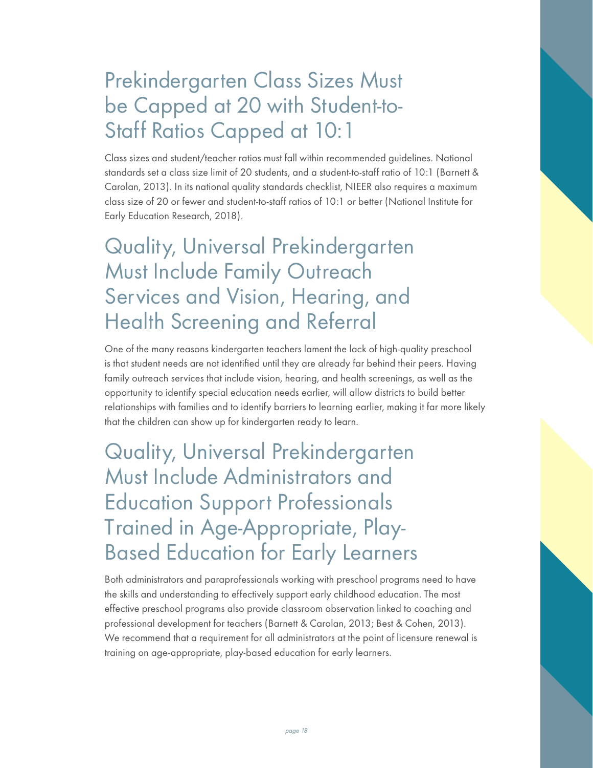## Prekindergarten Class Sizes Must be Capped at 20 with Student-to-Staff Ratios Capped at 10:1

Class sizes and student/teacher ratios must fall within recommended guidelines. National standards set a class size limit of 20 students, and a student-to-staff ratio of 10:1 (Barnett & Carolan, 2013). In its national quality standards checklist, NIEER also requires a maximum class size of 20 or fewer and student-to-staff ratios of 10:1 or better (National Institute for Early Education Research, 2018).

## Quality, Universal Prekindergarten Must Include Family Outreach Services and Vision, Hearing, and Health Screening and Referral

One of the many reasons kindergarten teachers lament the lack of high-quality preschool is that student needs are not identified until they are already far behind their peers. Having family outreach services that include vision, hearing, and health screenings, as well as the opportunity to identify special education needs earlier, will allow districts to build better relationships with families and to identify barriers to learning earlier, making it far more likely that the children can show up for kindergarten ready to learn.

## Quality, Universal Prekindergarten Must Include Administrators and Education Support Professionals Trained in Age-Appropriate, Play-Based Education for Early Learners

Both administrators and paraprofessionals working with preschool programs need to have the skills and understanding to effectively support early childhood education. The most effective preschool programs also provide classroom observation linked to coaching and professional development for teachers (Barnett & Carolan, 2013; Best & Cohen, 2013). We recommend that a requirement for all administrators at the point of licensure renewal is training on age-appropriate, play-based education for early learners.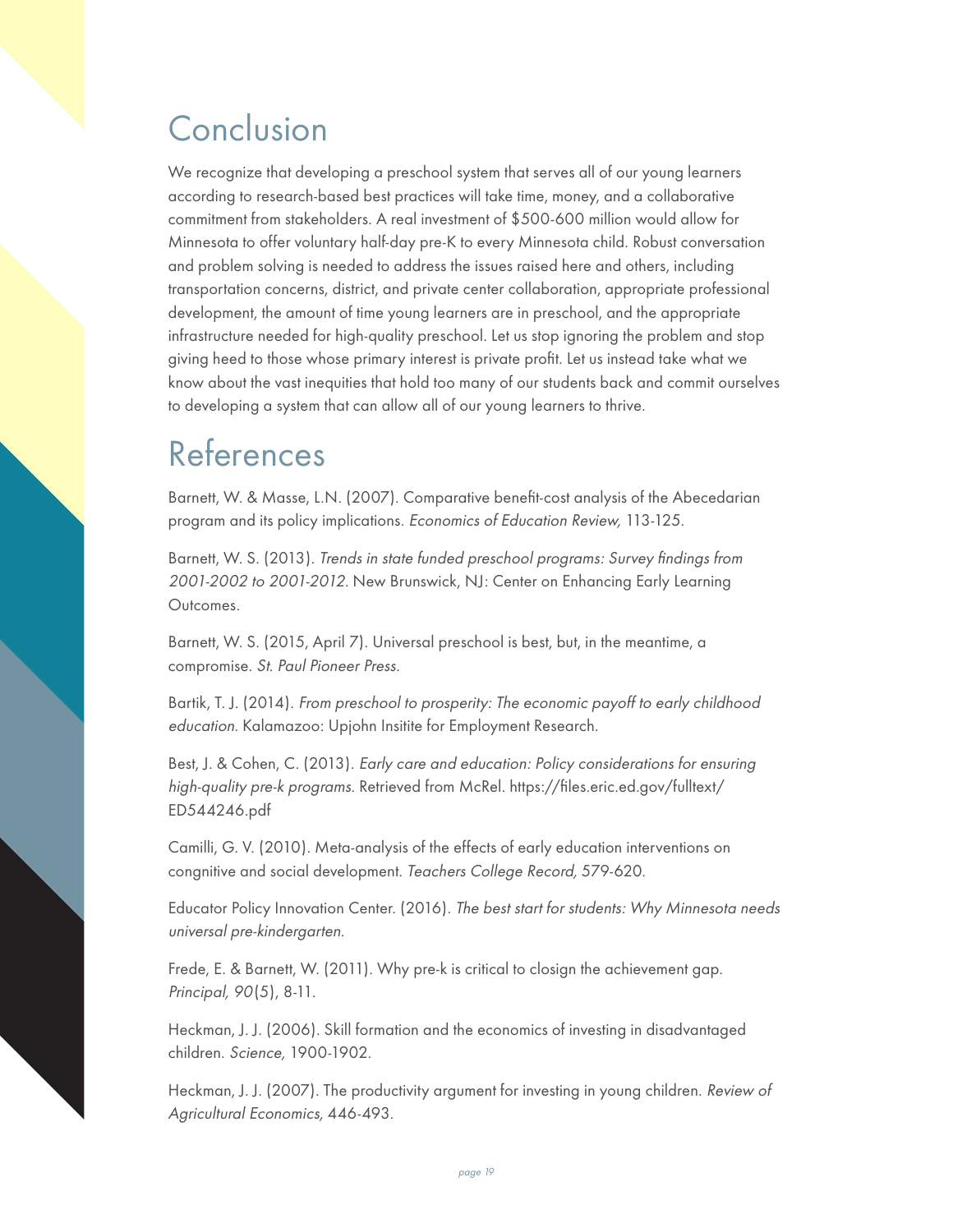# Conclusion

We recognize that developing a preschool system that serves all of our young learners according to research-based best practices will take time, money, and a collaborative commitment from stakeholders. A real investment of $500-600 million would allow for Minnesota to offer voluntary half-day pre-K to every Minnesota child. Robust conversation and problem solving is needed to address the issues raised here and others, including transportation concerns, district, and private center collaboration, appropriate professional development, the amount of time young learners are in preschool, and the appropriate infrastructure needed for high-quality preschool. Let us stop ignoring the problem and stop giving heed to those whose primary interest is private profit. Let us instead take what we know about the vast inequities that hold too many of our students back and commit ourselves to developing a system that can allow all of our young learners to thrive.

# References

Barnett, W. & Masse, L.N. (2007). Comparative benefit-cost analysis of the Abecedarian program and its policy implications. *Economics of Education Review,* 113-125.

Barnett, W. S. (2013). *Trends in state funded preschool programs: Survey findings from 2001-2002 to 2001-2012.* New Brunswick, NJ: Center on Enhancing Early Learning Outcomes.

Barnett, W. S. (2015, April 7). Universal preschool is best, but, in the meantime, a compromise. *St. Paul Pioneer Press.*

Bartik, T. J. (2014). *From preschool to prosperity: The economic payoff to early childhood education.* Kalamazoo: Upjohn Insitite for Employment Research.

Best, J. & Cohen, C. (2013). *Early care and education: Policy considerations for ensuring high-quality pre-k programs.* Retrieved from McRel. https://files.eric.ed.gov/fulltext/ED544246.pdf

Camilli, G. V. (2010). Meta-analysis of the effects of early education interventions on congnitive and social development. *Teachers College Record,* 579-620.

Educator Policy Innovation Center. (2016). *The best start for students: Why Minnesota needs universal pre-kindergarten.*

Frede, E. & Barnett, W. (2011). Why pre-k is critical to closign the achievement gap. *Principal, 90*(5), 8-11.

Heckman, J. J. (2006). Skill formation and the economics of investing in disadvantaged children. *Science,* 1900-1902.

Heckman, J. J. (2007). The productivity argument for investing in young children. *Review of Agricultural Economics,* 446-493.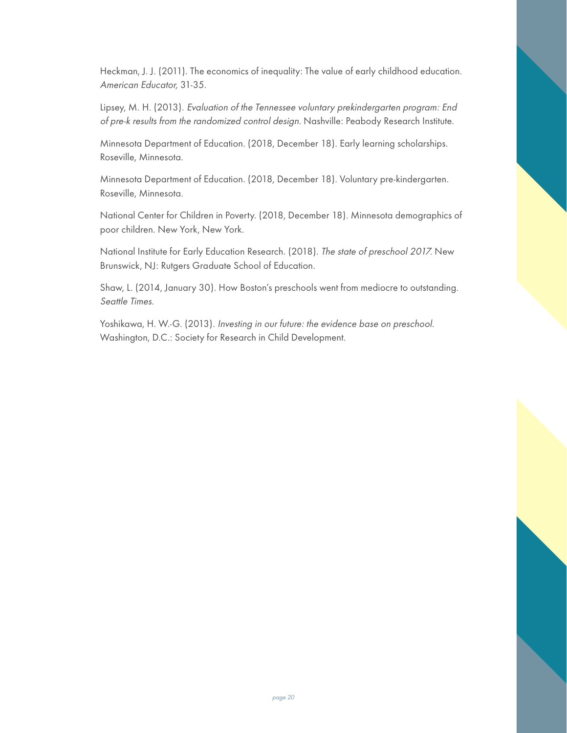Heckman, J. J. (2011). The economics of inequality: The value of early childhood education. *American Educator,* 31-35.

Lipsey, M. H. (2013). *Evaluation of the Tennessee voluntary prekindergarten program: End of pre-k results from the randomized control design.* Nashville: Peabody Research Institute.

Minnesota Department of Education. (2018, December 18). Early learning scholarships. Roseville, Minnesota.

Minnesota Department of Education. (2018, December 18). Voluntary pre-kindergarten. Roseville, Minnesota.

National Center for Children in Poverty. (2018, December 18). Minnesota demographics of poor children. New York, New York.

National Institute for Early Education Research. (2018). *The state of preschool 2017.* New Brunswick, NJ: Rutgers Graduate School of Education.

Shaw, L. (2014, January 30). How Boston's preschools went from mediocre to outstanding. *Seattle Times.*

Yoshikawa, H. W.-G. (2013). *Investing in our future: the evidence base on preschool.* Washington, D.C.: Society for Research in Child Development.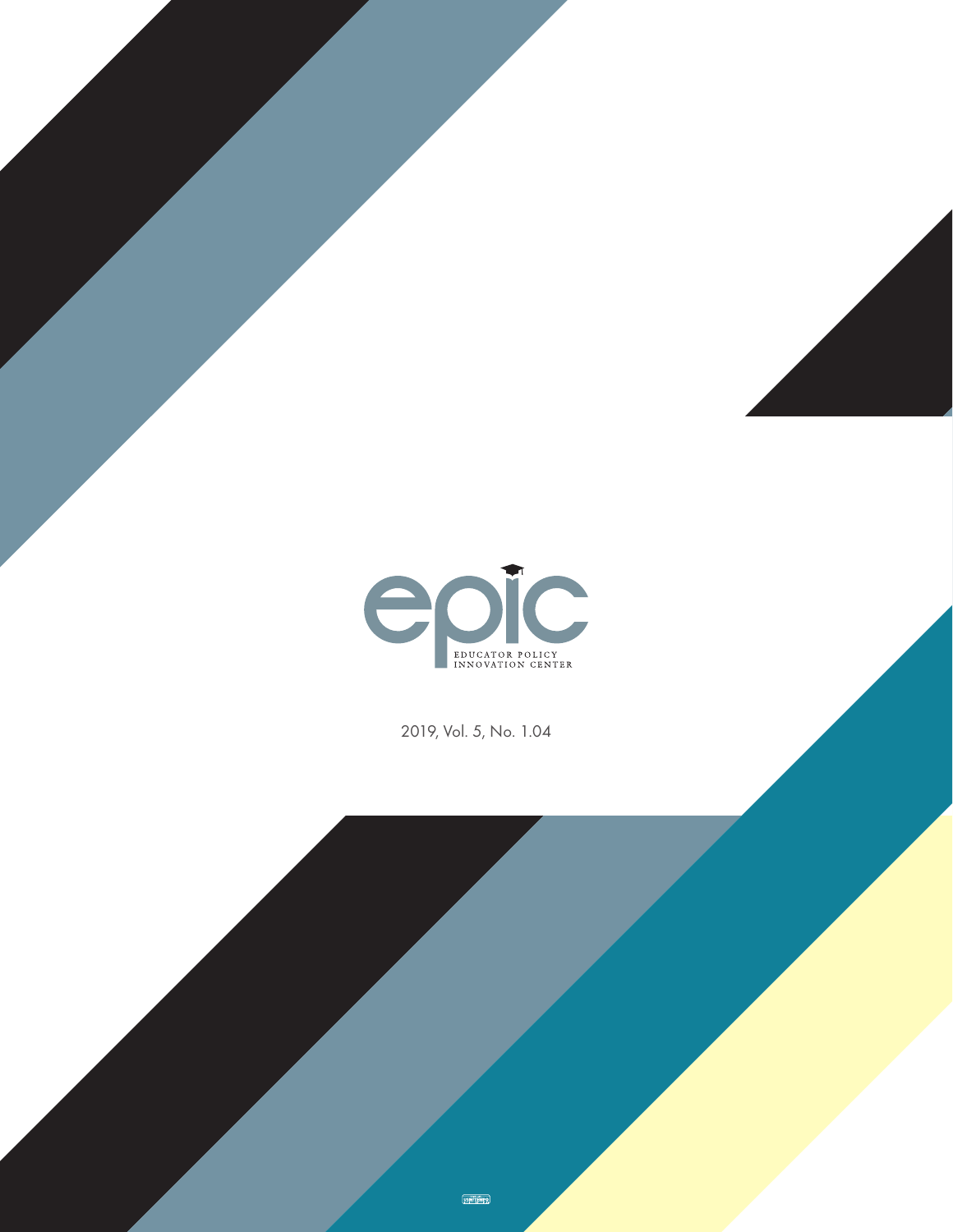epic

EDUCATOR POLICY
INNOVATION CENTER

2019, Vol. 5, No. 1.04